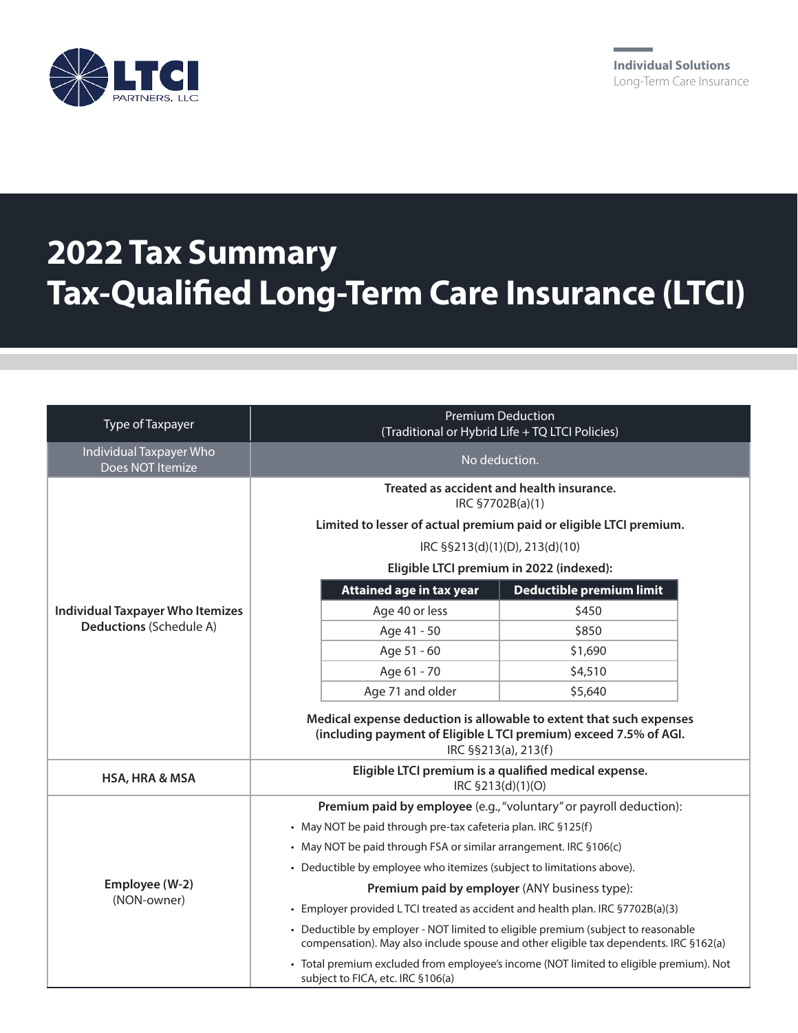Individual Solutions
Long-Term Care Insurance

# 2022 Tax Summary
# Tax-Qualified Long-Term Care Insurance (LTCI)

| Type of Taxpayer | Premium Deduction (Traditional or Hybrid Life + TQ LTCI Policies) |
|---|---|
| Individual Taxpayer Who Does NOT Itemize | No deduction. |
| **Individual Taxpayer Who Itemizes Deductions** (Schedule A) | **Treated as accident and health insurance.** IRC §7702B(a)(1)<br><br>**Limited to lesser of actual premium paid or eligible LTCI premium.** IRC §§213(d)(1)(D), 213(d)(10)<br><br>**Eligible LTCI premium in 2022 (indexed):**<br>**Attained age in tax year** – **Deductible premium limit**<br>Age 40 or less – $450<br>Age 41 - 50 – $850<br>Age 51 - 60 – $1,690<br>Age 61 - 70 – $4,510<br>Age 71 and older – $5,640<br><br>**Medical expense deduction is allowable to extent that such expenses (including payment of Eligible L TCI premium) exceed 7.5% of AGI.** IRC §§213(a), 213(f) |
| **HSA, HRA & MSA** | **Eligible LTCI premium is a qualified medical expense.** IRC §213(d)(1)(O) |
| **Employee (W-2)** (NON-owner) | **Premium paid by employee** (e.g., "voluntary" or payroll deduction):<br>• May NOT be paid through pre-tax cafeteria plan. IRC §125(f)<br>• May NOT be paid through FSA or similar arrangement. IRC §106(c)<br>• Deductible by employee who itemizes (subject to limitations above).<br><br>**Premium paid by employer** (ANY business type):<br>• Employer provided L TCI treated as accident and health plan. IRC §7702B(a)(3)<br>• Deductible by employer - NOT limited to eligible premium (subject to reasonable compensation). May also include spouse and other eligible tax dependents. IRC §162(a)<br>• Total premium excluded from employee's income (NOT limited to eligible premium). Not subject to FICA, etc. IRC §106(a) |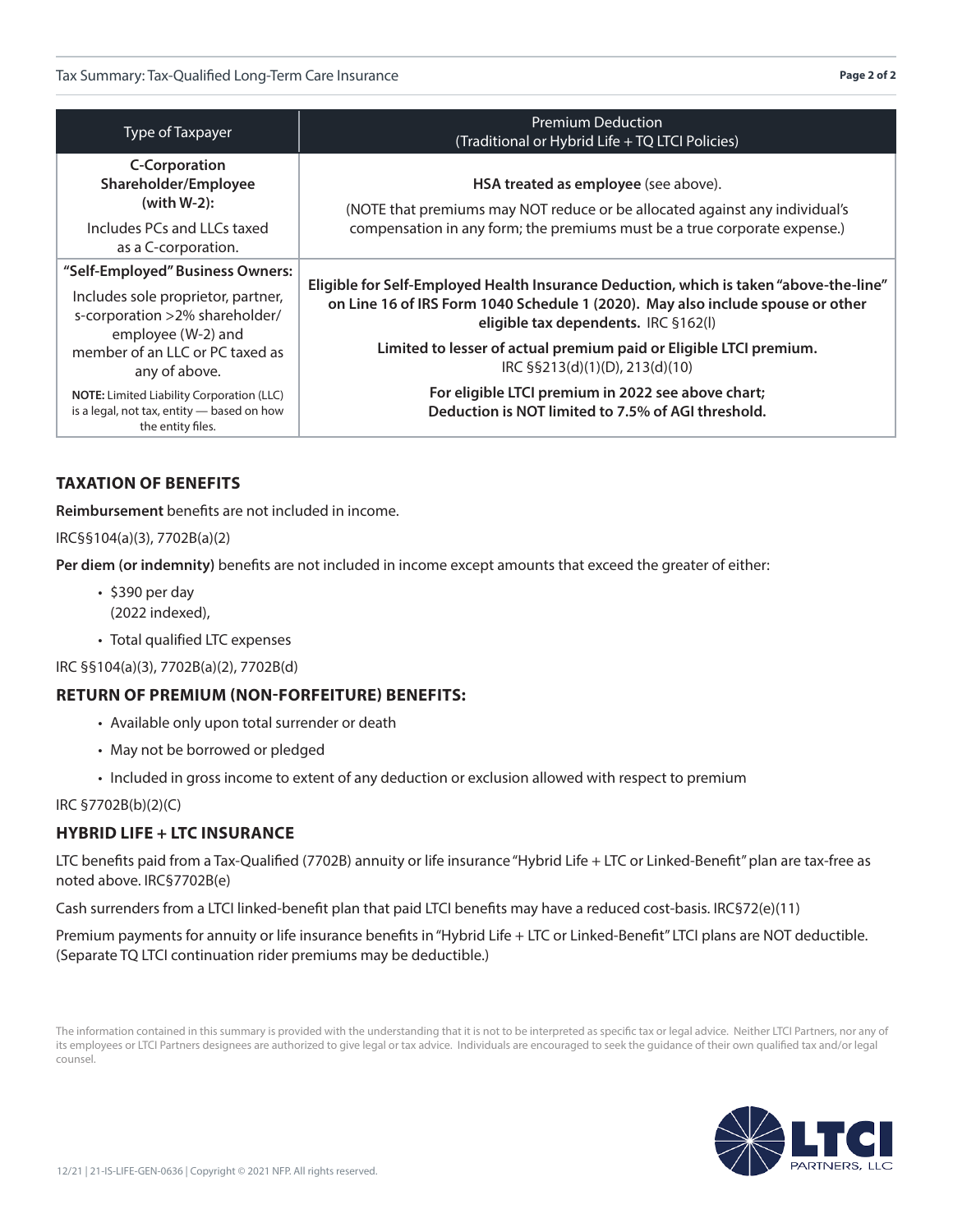| Type of Taxpayer | Premium Deduction (Traditional or Hybrid Life + TQ LTCI Policies) |
| --- | --- |
| **C-Corporation Shareholder/Employee (with W-2):** Includes PCs and LLCs taxed as a C-corporation. | **HSA treated as employee** (see above). (NOTE that premiums may NOT reduce or be allocated against any individual's compensation in any form; the premiums must be a true corporate expense.) |
| **"Self-Employed" Business Owners:** Includes sole proprietor, partner, s-corporation >2% shareholder/ employee (W-2) and member of an LLC or PC taxed as any of above. **NOTE:** Limited Liability Corporation (LLC) is a legal, not tax, entity — based on how the entity files. | **Eligible for Self-Employed Health Insurance Deduction, which is taken "above-the-line" on Line 16 of IRS Form 1040 Schedule 1 (2020). May also include spouse or other eligible tax dependents.** IRC §162(l) **Limited to lesser of actual premium paid or Eligible LTCI premium.** IRC §§213(d)(1)(D), 213(d)(10) **For eligible LTCI premium in 2022 see above chart; Deduction is NOT limited to 7.5% of AGI threshold.** |

## TAXATION OF BENEFITS

**Reimbursement** benefits are not included in income.

IRC§§104(a)(3), 7702B(a)(2)

**Per diem (or indemnity)** benefits are not included in income except amounts that exceed the greater of either:

- $390 per day (2022 indexed),
- Total qualified LTC expenses

IRC §§104(a)(3), 7702B(a)(2), 7702B(d)

## RETURN OF PREMIUM (NON-FORFEITURE) BENEFITS:

- Available only upon total surrender or death
- May not be borrowed or pledged
- Included in gross income to extent of any deduction or exclusion allowed with respect to premium

IRC §7702B(b)(2)(C)

## HYBRID LIFE + LTC INSURANCE

LTC benefits paid from a Tax-Qualified (7702B) annuity or life insurance "Hybrid Life + LTC or Linked-Benefit" plan are tax-free as noted above. IRC§7702B(e)

Cash surrenders from a LTCI linked-benefit plan that paid LTCI benefits may have a reduced cost-basis. IRC§72(e)(11)

Premium payments for annuity or life insurance benefits in "Hybrid Life + LTC or Linked-Benefit" LTCI plans are NOT deductible. (Separate TQ LTCI continuation rider premiums may be deductible.)

The information contained in this summary is provided with the understanding that it is not to be interpreted as specific tax or legal advice. Neither LTCI Partners, nor any of its employees or LTCI Partners designees are authorized to give legal or tax advice. Individuals are encouraged to seek the guidance of their own qualified tax and/or legal counsel.

12/21 | 21-IS-LIFE-GEN-0636 | Copyright © 2021 NFP. All rights reserved.